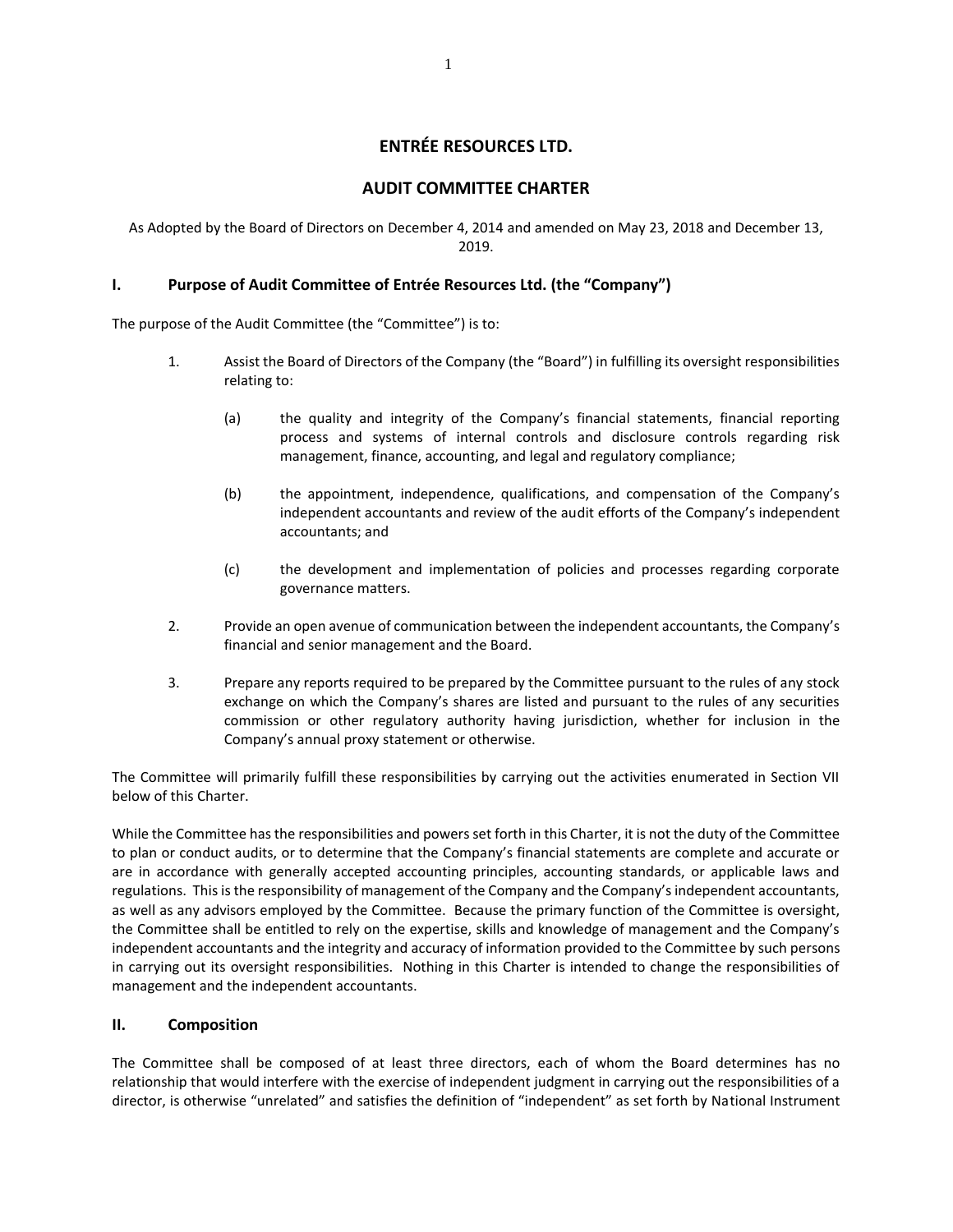# ENTRÉE RESOURCES LTD.

# AUDIT COMMITTEE CHARTER

As Adopted by the Board of Directors on December 4, 2014 and amended on May 23, 2018 and December 13, 2019.

## I. Purpose of Audit Committee of Entrée Resources Ltd. (the "Company")

The purpose of the Audit Committee (the "Committee") is to:

1. Assist the Board of Directors of the Company (the "Board") in fulfilling its oversight responsibilities relating to:

   (a) the quality and integrity of the Company's financial statements, financial reporting process and systems of internal controls and disclosure controls regarding risk management, finance, accounting, and legal and regulatory compliance;

   (b) the appointment, independence, qualifications, and compensation of the Company's independent accountants and review of the audit efforts of the Company's independent accountants; and

   (c) the development and implementation of policies and processes regarding corporate governance matters.

2. Provide an open avenue of communication between the independent accountants, the Company's financial and senior management and the Board.

3. Prepare any reports required to be prepared by the Committee pursuant to the rules of any stock exchange on which the Company's shares are listed and pursuant to the rules of any securities commission or other regulatory authority having jurisdiction, whether for inclusion in the Company's annual proxy statement or otherwise.

The Committee will primarily fulfill these responsibilities by carrying out the activities enumerated in Section VII below of this Charter.

While the Committee has the responsibilities and powers set forth in this Charter, it is not the duty of the Committee to plan or conduct audits, or to determine that the Company's financial statements are complete and accurate or are in accordance with generally accepted accounting principles, accounting standards, or applicable laws and regulations. This is the responsibility of management of the Company and the Company's independent accountants, as well as any advisors employed by the Committee. Because the primary function of the Committee is oversight, the Committee shall be entitled to rely on the expertise, skills and knowledge of management and the Company's independent accountants and the integrity and accuracy of information provided to the Committee by such persons in carrying out its oversight responsibilities. Nothing in this Charter is intended to change the responsibilities of management and the independent accountants.

## II. Composition

The Committee shall be composed of at least three directors, each of whom the Board determines has no relationship that would interfere with the exercise of independent judgment in carrying out the responsibilities of a director, is otherwise "unrelated" and satisfies the definition of "independent" as set forth by National Instrument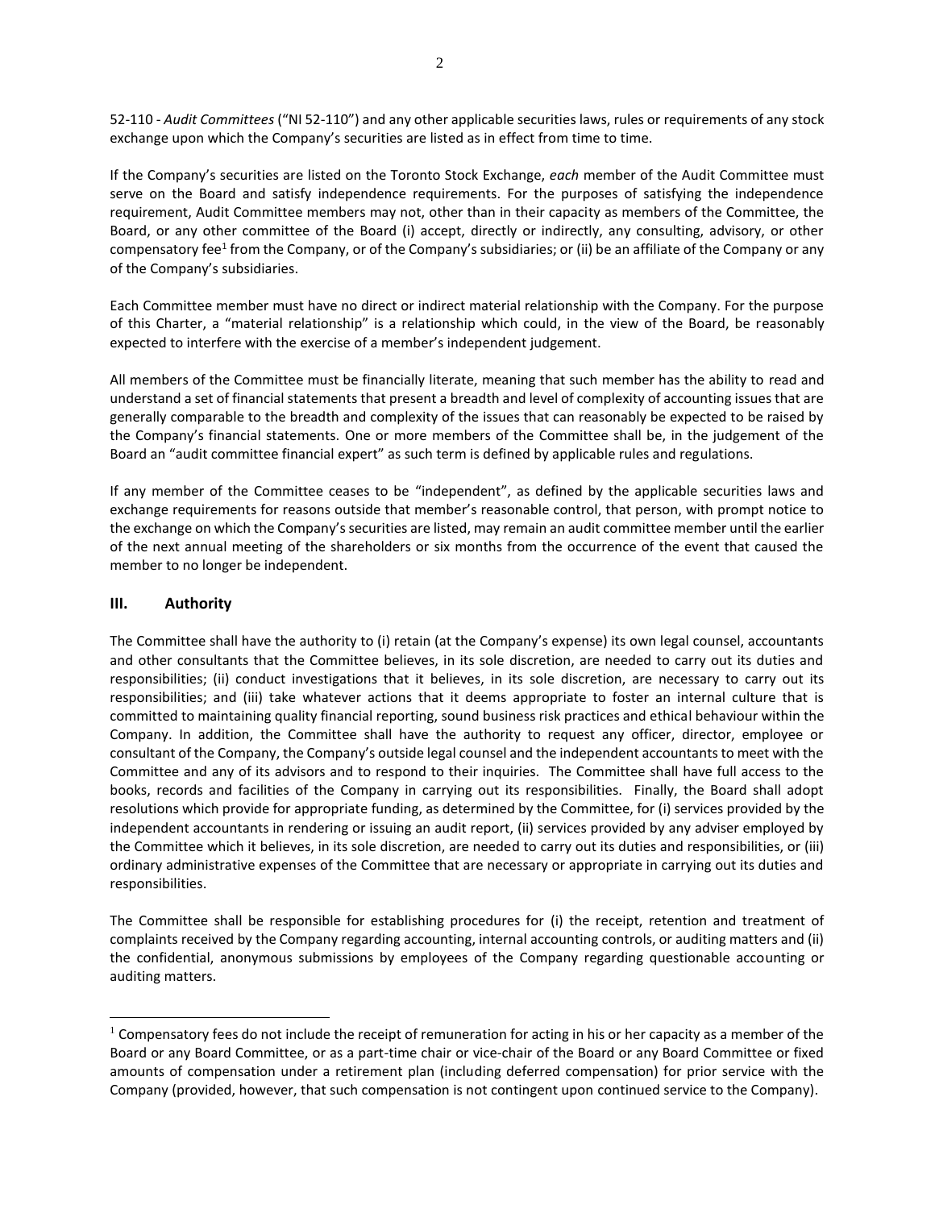52-110 - *Audit Committees* ("NI 52-110") and any other applicable securities laws, rules or requirements of any stock exchange upon which the Company's securities are listed as in effect from time to time.

If the Company's securities are listed on the Toronto Stock Exchange, *each* member of the Audit Committee must serve on the Board and satisfy independence requirements. For the purposes of satisfying the independence requirement, Audit Committee members may not, other than in their capacity as members of the Committee, the Board, or any other committee of the Board (i) accept, directly or indirectly, any consulting, advisory, or other compensatory fee[1] from the Company, or of the Company's subsidiaries; or (ii) be an affiliate of the Company or any of the Company's subsidiaries.

Each Committee member must have no direct or indirect material relationship with the Company. For the purpose of this Charter, a "material relationship" is a relationship which could, in the view of the Board, be reasonably expected to interfere with the exercise of a member's independent judgement.

All members of the Committee must be financially literate, meaning that such member has the ability to read and understand a set of financial statements that present a breadth and level of complexity of accounting issues that are generally comparable to the breadth and complexity of the issues that can reasonably be expected to be raised by the Company's financial statements. One or more members of the Committee shall be, in the judgement of the Board an "audit committee financial expert" as such term is defined by applicable rules and regulations.

If any member of the Committee ceases to be "independent", as defined by the applicable securities laws and exchange requirements for reasons outside that member's reasonable control, that person, with prompt notice to the exchange on which the Company's securities are listed, may remain an audit committee member until the earlier of the next annual meeting of the shareholders or six months from the occurrence of the event that caused the member to no longer be independent.

## III. Authority

The Committee shall have the authority to (i) retain (at the Company's expense) its own legal counsel, accountants and other consultants that the Committee believes, in its sole discretion, are needed to carry out its duties and responsibilities; (ii) conduct investigations that it believes, in its sole discretion, are necessary to carry out its responsibilities; and (iii) take whatever actions that it deems appropriate to foster an internal culture that is committed to maintaining quality financial reporting, sound business risk practices and ethical behaviour within the Company. In addition, the Committee shall have the authority to request any officer, director, employee or consultant of the Company, the Company's outside legal counsel and the independent accountants to meet with the Committee and any of its advisors and to respond to their inquiries. The Committee shall have full access to the books, records and facilities of the Company in carrying out its responsibilities. Finally, the Board shall adopt resolutions which provide for appropriate funding, as determined by the Committee, for (i) services provided by the independent accountants in rendering or issuing an audit report, (ii) services provided by any adviser employed by the Committee which it believes, in its sole discretion, are needed to carry out its duties and responsibilities, or (iii) ordinary administrative expenses of the Committee that are necessary or appropriate in carrying out its duties and responsibilities.

The Committee shall be responsible for establishing procedures for (i) the receipt, retention and treatment of complaints received by the Company regarding accounting, internal accounting controls, or auditing matters and (ii) the confidential, anonymous submissions by employees of the Company regarding questionable accounting or auditing matters.

---

[1] Compensatory fees do not include the receipt of remuneration for acting in his or her capacity as a member of the Board or any Board Committee, or as a part-time chair or vice-chair of the Board or any Board Committee or fixed amounts of compensation under a retirement plan (including deferred compensation) for prior service with the Company (provided, however, that such compensation is not contingent upon continued service to the Company).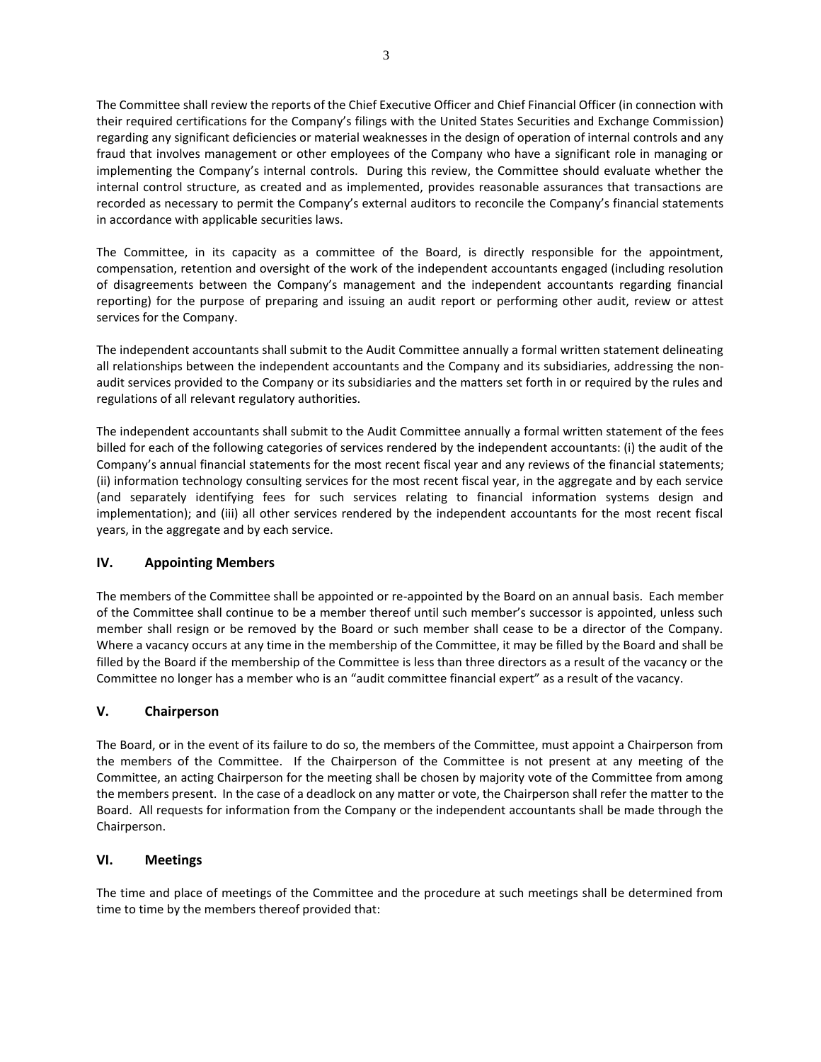The Committee shall review the reports of the Chief Executive Officer and Chief Financial Officer (in connection with their required certifications for the Company's filings with the United States Securities and Exchange Commission) regarding any significant deficiencies or material weaknesses in the design of operation of internal controls and any fraud that involves management or other employees of the Company who have a significant role in managing or implementing the Company's internal controls. During this review, the Committee should evaluate whether the internal control structure, as created and as implemented, provides reasonable assurances that transactions are recorded as necessary to permit the Company's external auditors to reconcile the Company's financial statements in accordance with applicable securities laws.

The Committee, in its capacity as a committee of the Board, is directly responsible for the appointment, compensation, retention and oversight of the work of the independent accountants engaged (including resolution of disagreements between the Company's management and the independent accountants regarding financial reporting) for the purpose of preparing and issuing an audit report or performing other audit, review or attest services for the Company.

The independent accountants shall submit to the Audit Committee annually a formal written statement delineating all relationships between the independent accountants and the Company and its subsidiaries, addressing the non-audit services provided to the Company or its subsidiaries and the matters set forth in or required by the rules and regulations of all relevant regulatory authorities.

The independent accountants shall submit to the Audit Committee annually a formal written statement of the fees billed for each of the following categories of services rendered by the independent accountants: (i) the audit of the Company's annual financial statements for the most recent fiscal year and any reviews of the financial statements; (ii) information technology consulting services for the most recent fiscal year, in the aggregate and by each service (and separately identifying fees for such services relating to financial information systems design and implementation); and (iii) all other services rendered by the independent accountants for the most recent fiscal years, in the aggregate and by each service.

## IV. Appointing Members

The members of the Committee shall be appointed or re-appointed by the Board on an annual basis. Each member of the Committee shall continue to be a member thereof until such member's successor is appointed, unless such member shall resign or be removed by the Board or such member shall cease to be a director of the Company. Where a vacancy occurs at any time in the membership of the Committee, it may be filled by the Board and shall be filled by the Board if the membership of the Committee is less than three directors as a result of the vacancy or the Committee no longer has a member who is an "audit committee financial expert" as a result of the vacancy.

## V. Chairperson

The Board, or in the event of its failure to do so, the members of the Committee, must appoint a Chairperson from the members of the Committee. If the Chairperson of the Committee is not present at any meeting of the Committee, an acting Chairperson for the meeting shall be chosen by majority vote of the Committee from among the members present. In the case of a deadlock on any matter or vote, the Chairperson shall refer the matter to the Board. All requests for information from the Company or the independent accountants shall be made through the Chairperson.

## VI. Meetings

The time and place of meetings of the Committee and the procedure at such meetings shall be determined from time to time by the members thereof provided that: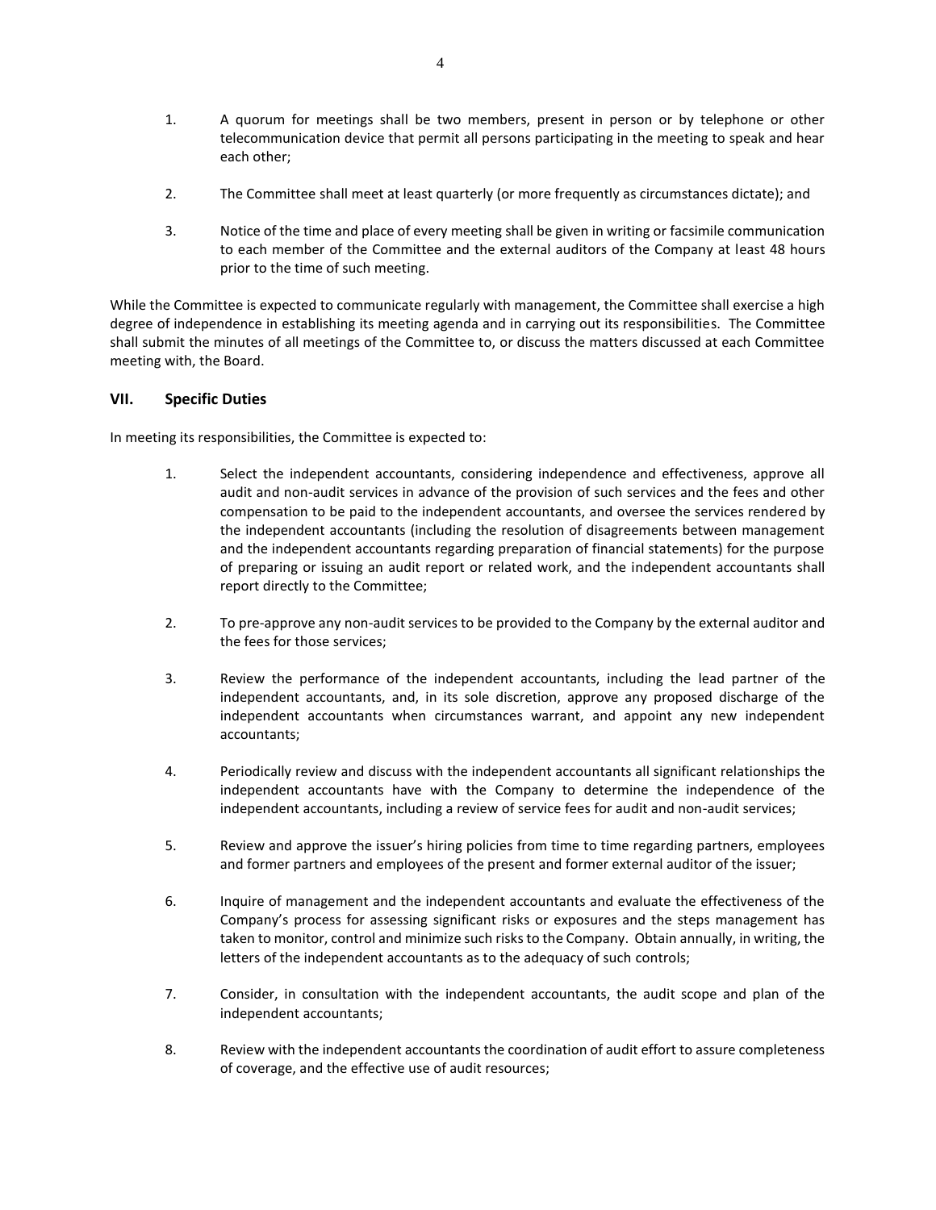1. A quorum for meetings shall be two members, present in person or by telephone or other telecommunication device that permit all persons participating in the meeting to speak and hear each other;

2. The Committee shall meet at least quarterly (or more frequently as circumstances dictate); and

3. Notice of the time and place of every meeting shall be given in writing or facsimile communication to each member of the Committee and the external auditors of the Company at least 48 hours prior to the time of such meeting.

While the Committee is expected to communicate regularly with management, the Committee shall exercise a high degree of independence in establishing its meeting agenda and in carrying out its responsibilities. The Committee shall submit the minutes of all meetings of the Committee to, or discuss the matters discussed at each Committee meeting with, the Board.

## VII. Specific Duties

In meeting its responsibilities, the Committee is expected to:

1. Select the independent accountants, considering independence and effectiveness, approve all audit and non-audit services in advance of the provision of such services and the fees and other compensation to be paid to the independent accountants, and oversee the services rendered by the independent accountants (including the resolution of disagreements between management and the independent accountants regarding preparation of financial statements) for the purpose of preparing or issuing an audit report or related work, and the independent accountants shall report directly to the Committee;

2. To pre-approve any non-audit services to be provided to the Company by the external auditor and the fees for those services;

3. Review the performance of the independent accountants, including the lead partner of the independent accountants, and, in its sole discretion, approve any proposed discharge of the independent accountants when circumstances warrant, and appoint any new independent accountants;

4. Periodically review and discuss with the independent accountants all significant relationships the independent accountants have with the Company to determine the independence of the independent accountants, including a review of service fees for audit and non-audit services;

5. Review and approve the issuer's hiring policies from time to time regarding partners, employees and former partners and employees of the present and former external auditor of the issuer;

6. Inquire of management and the independent accountants and evaluate the effectiveness of the Company's process for assessing significant risks or exposures and the steps management has taken to monitor, control and minimize such risks to the Company. Obtain annually, in writing, the letters of the independent accountants as to the adequacy of such controls;

7. Consider, in consultation with the independent accountants, the audit scope and plan of the independent accountants;

8. Review with the independent accountants the coordination of audit effort to assure completeness of coverage, and the effective use of audit resources;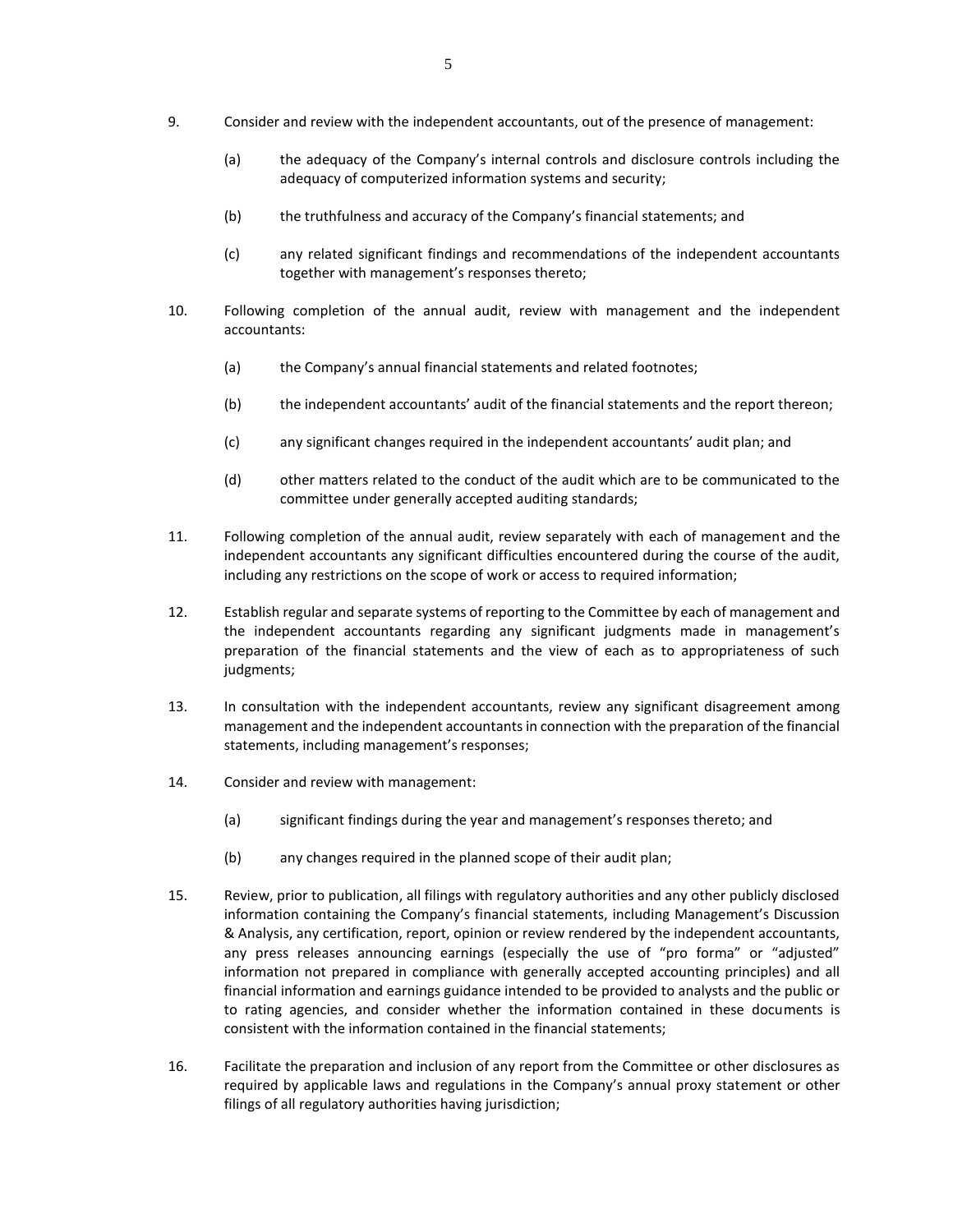9. Consider and review with the independent accountants, out of the presence of management:

    (a) the adequacy of the Company's internal controls and disclosure controls including the adequacy of computerized information systems and security;

    (b) the truthfulness and accuracy of the Company's financial statements; and

    (c) any related significant findings and recommendations of the independent accountants together with management's responses thereto;

10. Following completion of the annual audit, review with management and the independent accountants:

    (a) the Company's annual financial statements and related footnotes;

    (b) the independent accountants' audit of the financial statements and the report thereon;

    (c) any significant changes required in the independent accountants' audit plan; and

    (d) other matters related to the conduct of the audit which are to be communicated to the committee under generally accepted auditing standards;

11. Following completion of the annual audit, review separately with each of management and the independent accountants any significant difficulties encountered during the course of the audit, including any restrictions on the scope of work or access to required information;

12. Establish regular and separate systems of reporting to the Committee by each of management and the independent accountants regarding any significant judgments made in management's preparation of the financial statements and the view of each as to appropriateness of such judgments;

13. In consultation with the independent accountants, review any significant disagreement among management and the independent accountants in connection with the preparation of the financial statements, including management's responses;

14. Consider and review with management:

    (a) significant findings during the year and management's responses thereto; and

    (b) any changes required in the planned scope of their audit plan;

15. Review, prior to publication, all filings with regulatory authorities and any other publicly disclosed information containing the Company's financial statements, including Management's Discussion & Analysis, any certification, report, opinion or review rendered by the independent accountants, any press releases announcing earnings (especially the use of "pro forma" or "adjusted" information not prepared in compliance with generally accepted accounting principles) and all financial information and earnings guidance intended to be provided to analysts and the public or to rating agencies, and consider whether the information contained in these documents is consistent with the information contained in the financial statements;

16. Facilitate the preparation and inclusion of any report from the Committee or other disclosures as required by applicable laws and regulations in the Company's annual proxy statement or other filings of all regulatory authorities having jurisdiction;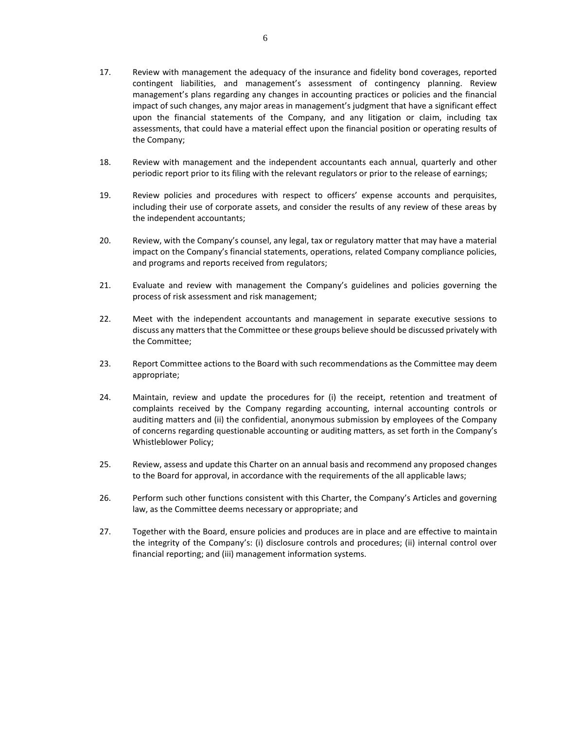17. Review with management the adequacy of the insurance and fidelity bond coverages, reported contingent liabilities, and management's assessment of contingency planning. Review management's plans regarding any changes in accounting practices or policies and the financial impact of such changes, any major areas in management's judgment that have a significant effect upon the financial statements of the Company, and any litigation or claim, including tax assessments, that could have a material effect upon the financial position or operating results of the Company;

18. Review with management and the independent accountants each annual, quarterly and other periodic report prior to its filing with the relevant regulators or prior to the release of earnings;

19. Review policies and procedures with respect to officers' expense accounts and perquisites, including their use of corporate assets, and consider the results of any review of these areas by the independent accountants;

20. Review, with the Company's counsel, any legal, tax or regulatory matter that may have a material impact on the Company's financial statements, operations, related Company compliance policies, and programs and reports received from regulators;

21. Evaluate and review with management the Company's guidelines and policies governing the process of risk assessment and risk management;

22. Meet with the independent accountants and management in separate executive sessions to discuss any matters that the Committee or these groups believe should be discussed privately with the Committee;

23. Report Committee actions to the Board with such recommendations as the Committee may deem appropriate;

24. Maintain, review and update the procedures for (i) the receipt, retention and treatment of complaints received by the Company regarding accounting, internal accounting controls or auditing matters and (ii) the confidential, anonymous submission by employees of the Company of concerns regarding questionable accounting or auditing matters, as set forth in the Company's Whistleblower Policy;

25. Review, assess and update this Charter on an annual basis and recommend any proposed changes to the Board for approval, in accordance with the requirements of the all applicable laws;

26. Perform such other functions consistent with this Charter, the Company's Articles and governing law, as the Committee deems necessary or appropriate; and

27. Together with the Board, ensure policies and produces are in place and are effective to maintain the integrity of the Company's: (i) disclosure controls and procedures; (ii) internal control over financial reporting; and (iii) management information systems.